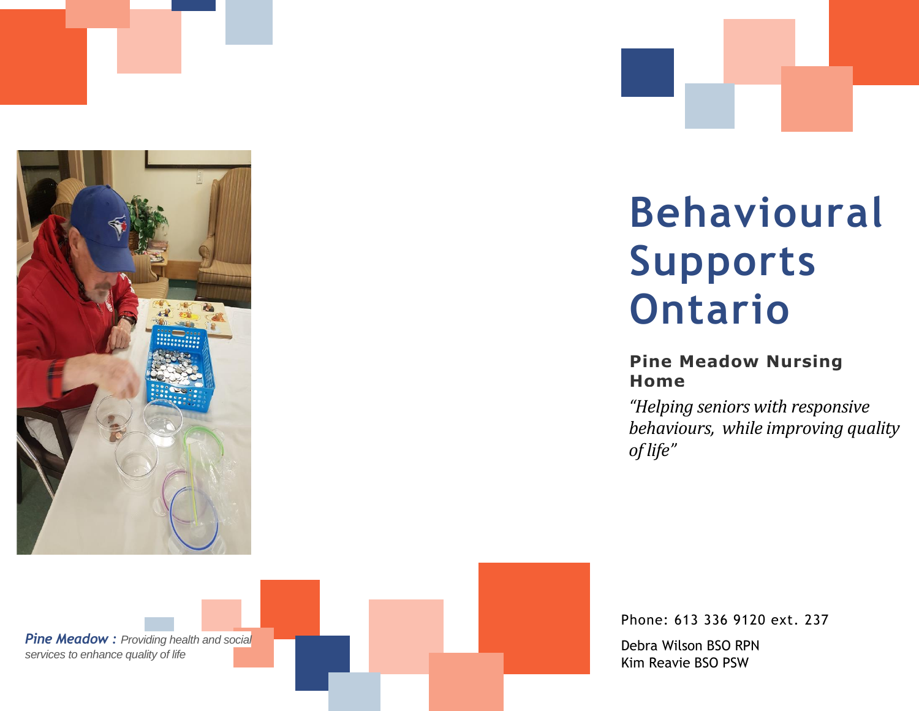*Pine Meadow :* Providing health and social services to enhance quality of life

# Behavioural Supports Ontario

**Pine Meadow Nursing Home**

*"Helping seniors with responsive behaviours, while improving quality of life"*

Phone: 613 336 9120 ext. 237

Debra Wilson BSO RPN
Kim Reavie BSO PSW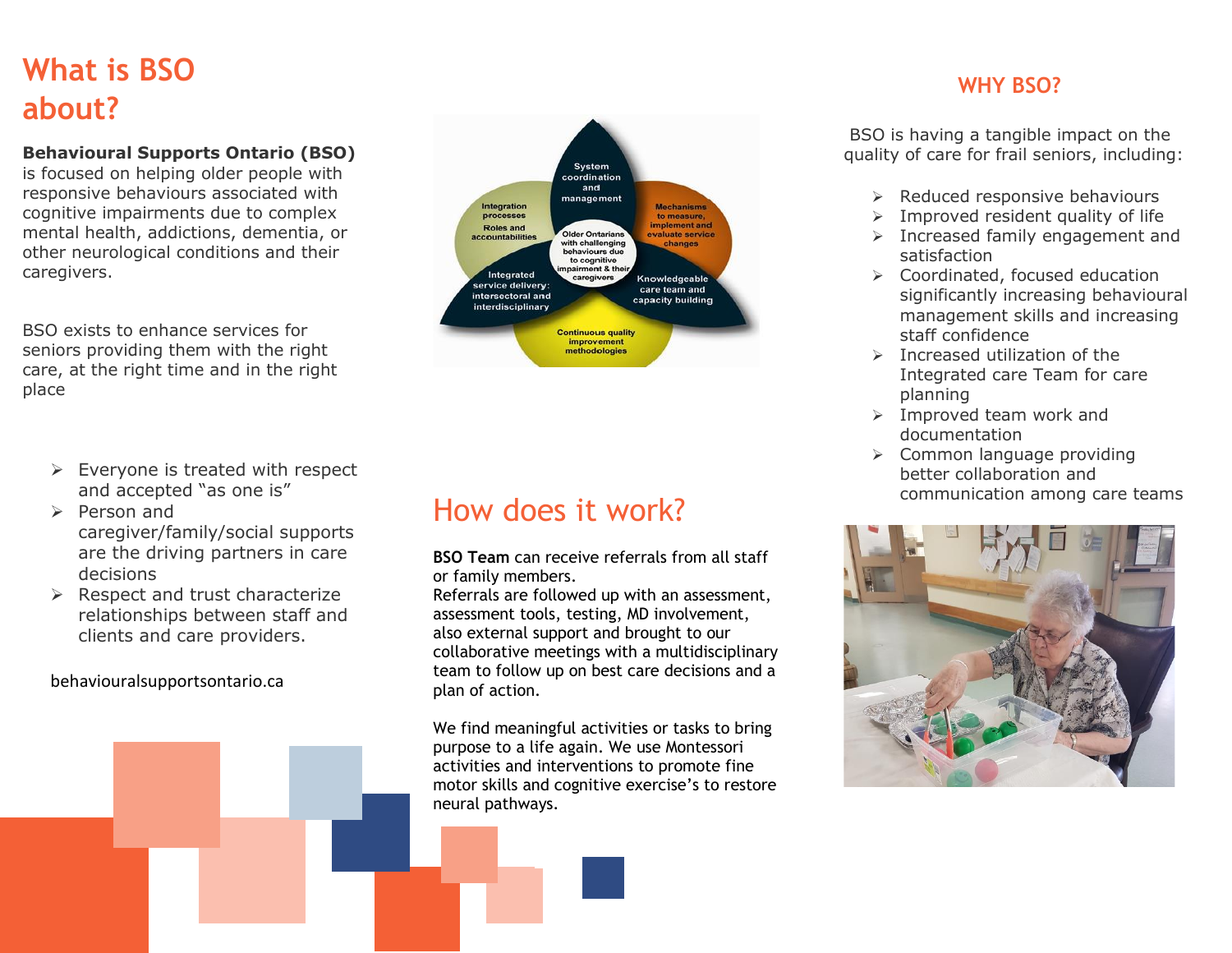# What is BSO about?

**Behavioural Supports Ontario (BSO)** is focused on helping older people with responsive behaviours associated with cognitive impairments due to complex mental health, addictions, dementia, or other neurological conditions and their caregivers.

BSO exists to enhance services for seniors providing them with the right care, at the right time and in the right place

- Everyone is treated with respect and accepted "as one is"
- Person and caregiver/family/social supports are the driving partners in care decisions
- Respect and trust characterize relationships between staff and clients and care providers.

behaviouralsupportsontario.ca

System coordination and management

Integration processes

Roles and accountabilities

Mechanisms to measure, implement and evaluate service changes

Older Ontarians with challenging behaviours due to cognitive impairment & their caregivers

Integrated service delivery: intersectoral and interdisciplinary

Knowledgeable care team and capacity building

Continuous quality improvement methodologies

## How does it work?

**BSO Team** can receive referrals from all staff or family members.
Referrals are followed up with an assessment, assessment tools, testing, MD involvement, also external support and brought to our collaborative meetings with a multidisciplinary team to follow up on best care decisions and a plan of action.

We find meaningful activities or tasks to bring purpose to a life again. We use Montessori activities and interventions to promote fine motor skills and cognitive exercise's to restore neural pathways.

## WHY BSO?

BSO is having a tangible impact on the quality of care for frail seniors, including:

- Reduced responsive behaviours
- Improved resident quality of life
- Increased family engagement and satisfaction
- Coordinated, focused education significantly increasing behavioural management skills and increasing staff confidence
- Increased utilization of the Integrated care Team for care planning
- Improved team work and documentation
- Common language providing better collaboration and communication among care teams